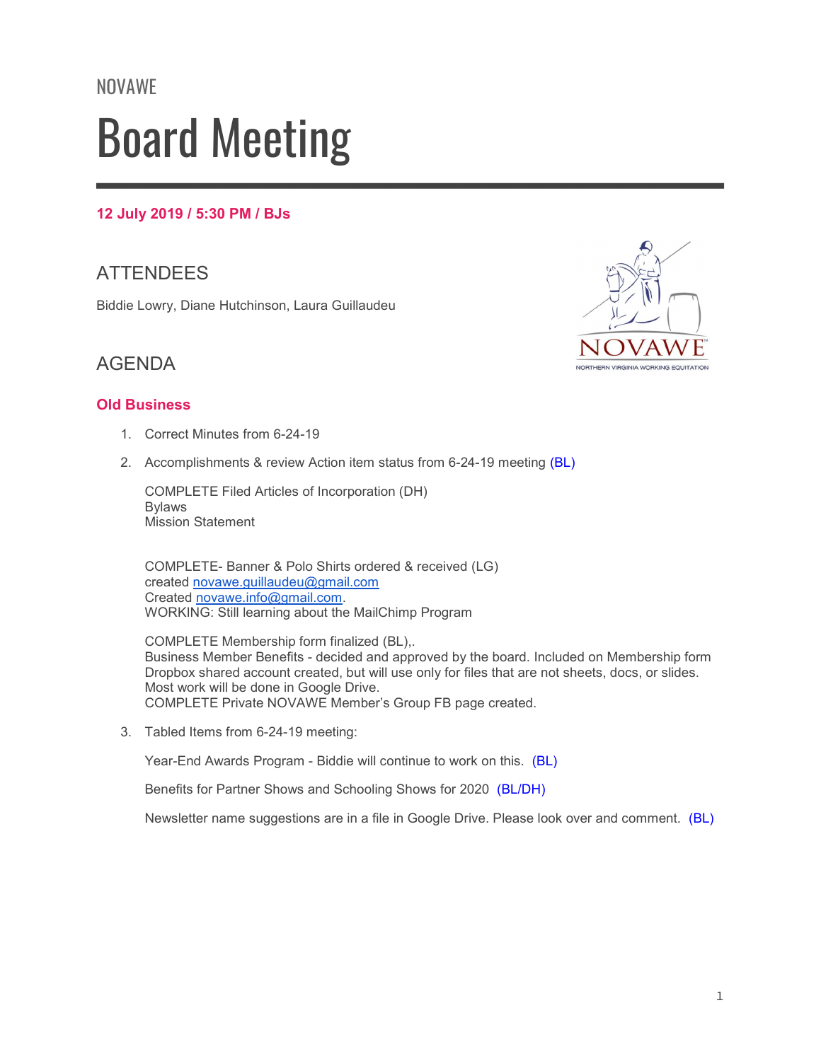NOVAWE

# Board Meeting

**12 July 2019 / 5:30 PM / BJs**

## ATTENDEES

Biddie Lowry, Diane Hutchinson, Laura Guillaudeu

## AGENDA

### Old Business

1. Correct Minutes from 6-24-19

2. Accomplishments & review Action item status from 6-24-19 meeting (BL)

   COMPLETE Filed Articles of Incorporation (DH)
   Bylaws
   Mission Statement

   COMPLETE- Banner & Polo Shirts ordered & received (LG)
   created novawe.guillaudeu@gmail.com
   Created novawe.info@gmail.com.
   WORKING: Still learning about the MailChimp Program

   COMPLETE Membership form finalized (BL),.
   Business Member Benefits - decided and approved by the board. Included on Membership form
   Dropbox shared account created, but will use only for files that are not sheets, docs, or slides.
   Most work will be done in Google Drive.
   COMPLETE Private NOVAWE Member's Group FB page created.

3. Tabled Items from 6-24-19 meeting:

   Year-End Awards Program - Biddie will continue to work on this. (BL)

   Benefits for Partner Shows and Schooling Shows for 2020 (BL/DH)

   Newsletter name suggestions are in a file in Google Drive. Please look over and comment. (BL)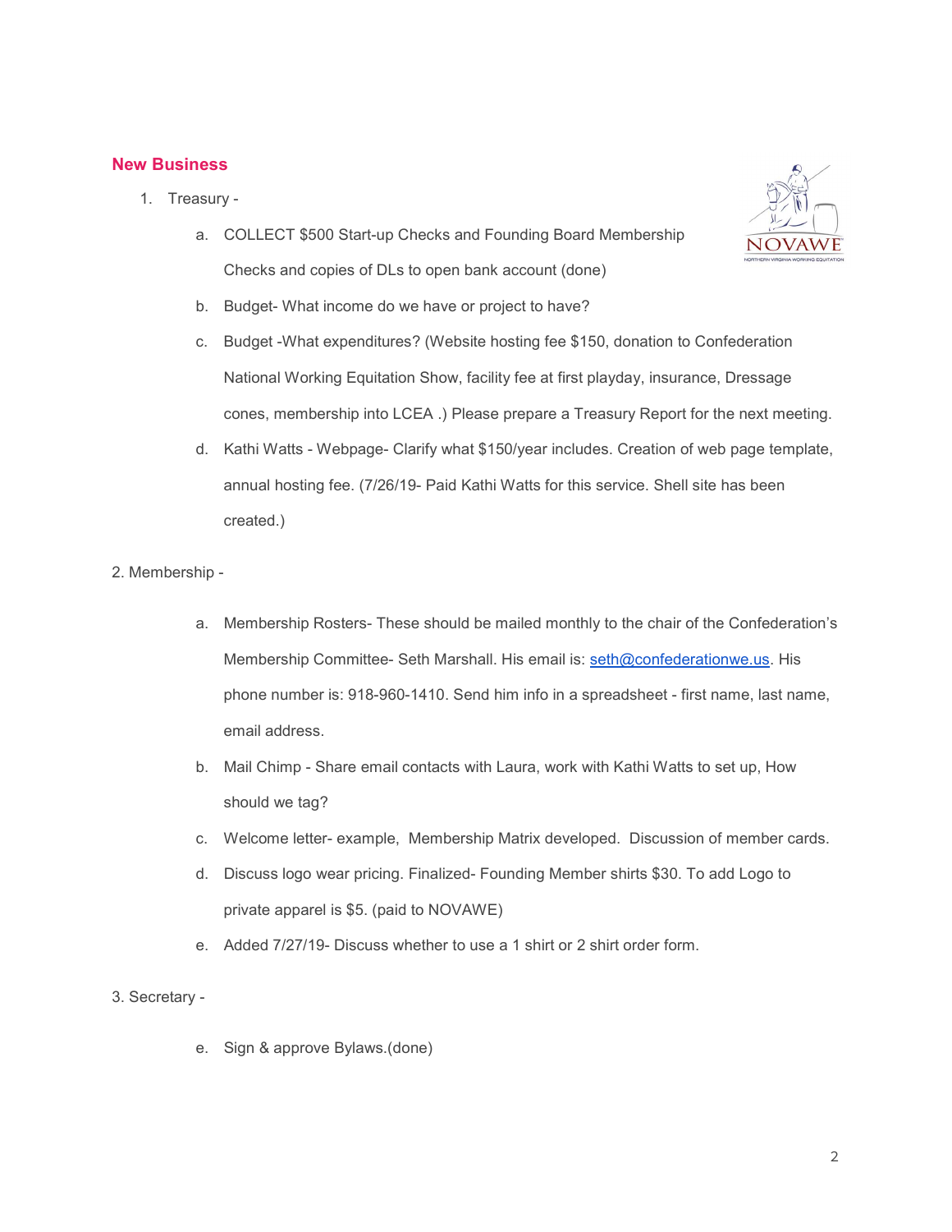## New Business

1. Treasury -
    a. COLLECT $500 Start-up Checks and Founding Board Membership Checks and copies of DLs to open bank account (done)
    b. Budget- What income do we have or project to have?
    c. Budget -What expenditures? (Website hosting fee $150, donation to Confederation National Working Equitation Show, facility fee at first playday, insurance, Dressage cones, membership into LCEA .) Please prepare a Treasury Report for the next meeting.
    d. Kathi Watts - Webpage- Clarify what $150/year includes. Creation of web page template, annual hosting fee. (7/26/19- Paid Kathi Watts for this service. Shell site has been created.)

2. Membership -
    a. Membership Rosters- These should be mailed monthly to the chair of the Confederation's Membership Committee- Seth Marshall. His email is: seth@confederationwe.us. His phone number is: 918-960-1410. Send him info in a spreadsheet - first name, last name, email address.
    b. Mail Chimp - Share email contacts with Laura, work with Kathi Watts to set up, How should we tag?
    c. Welcome letter- example, Membership Matrix developed. Discussion of member cards.
    d. Discuss logo wear pricing. Finalized- Founding Member shirts $30. To add Logo to private apparel is $5. (paid to NOVAWE)
    e. Added 7/27/19- Discuss whether to use a 1 shirt or 2 shirt order form.

3. Secretary -
    e. Sign & approve Bylaws.(done)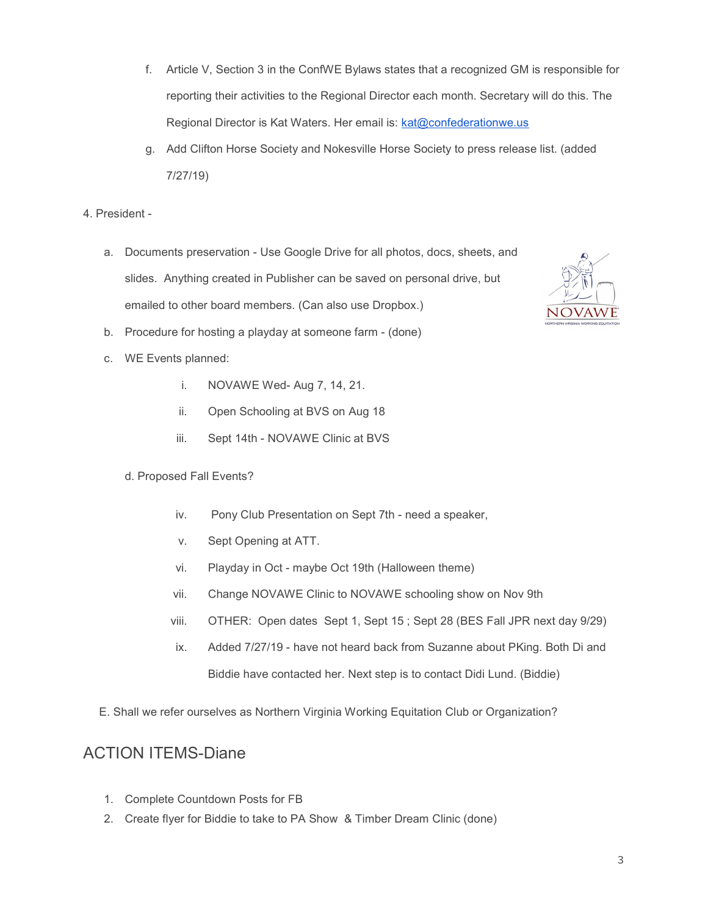f. Article V, Section 3 in the ConfWE Bylaws states that a recognized GM is responsible for reporting their activities to the Regional Director each month. Secretary will do this. The Regional Director is Kat Waters. Her email is: [kat@confederationwe.us](mailto:kat@confederationwe.us)

g. Add Clifton Horse Society and Nokesville Horse Society to press release list. (added 7/27/19)

4. President -

a. Documents preservation - Use Google Drive for all photos, docs, sheets, and slides. Anything created in Publisher can be saved on personal drive, but emailed to other board members. (Can also use Dropbox.)

b. Procedure for hosting a playday at someone farm - (done)

c. WE Events planned:

i. NOVAWE Wed- Aug 7, 14, 21.

ii. Open Schooling at BVS on Aug 18

iii. Sept 14th - NOVAWE Clinic at BVS

d. Proposed Fall Events?

iv. Pony Club Presentation on Sept 7th - need a speaker,

v. Sept Opening at ATT.

vi. Playday in Oct - maybe Oct 19th (Halloween theme)

vii. Change NOVAWE Clinic to NOVAWE schooling show on Nov 9th

viii. OTHER: Open dates Sept 1, Sept 15 ; Sept 28 (BES Fall JPR next day 9/29)

ix. Added 7/27/19 - have not heard back from Suzanne about PKing. Both Di and Biddie have contacted her. Next step is to contact Didi Lund. (Biddie)

E. Shall we refer ourselves as Northern Virginia Working Equitation Club or Organization?

## ACTION ITEMS-Diane

1. Complete Countdown Posts for FB
2. Create flyer for Biddie to take to PA Show & Timber Dream Clinic (done)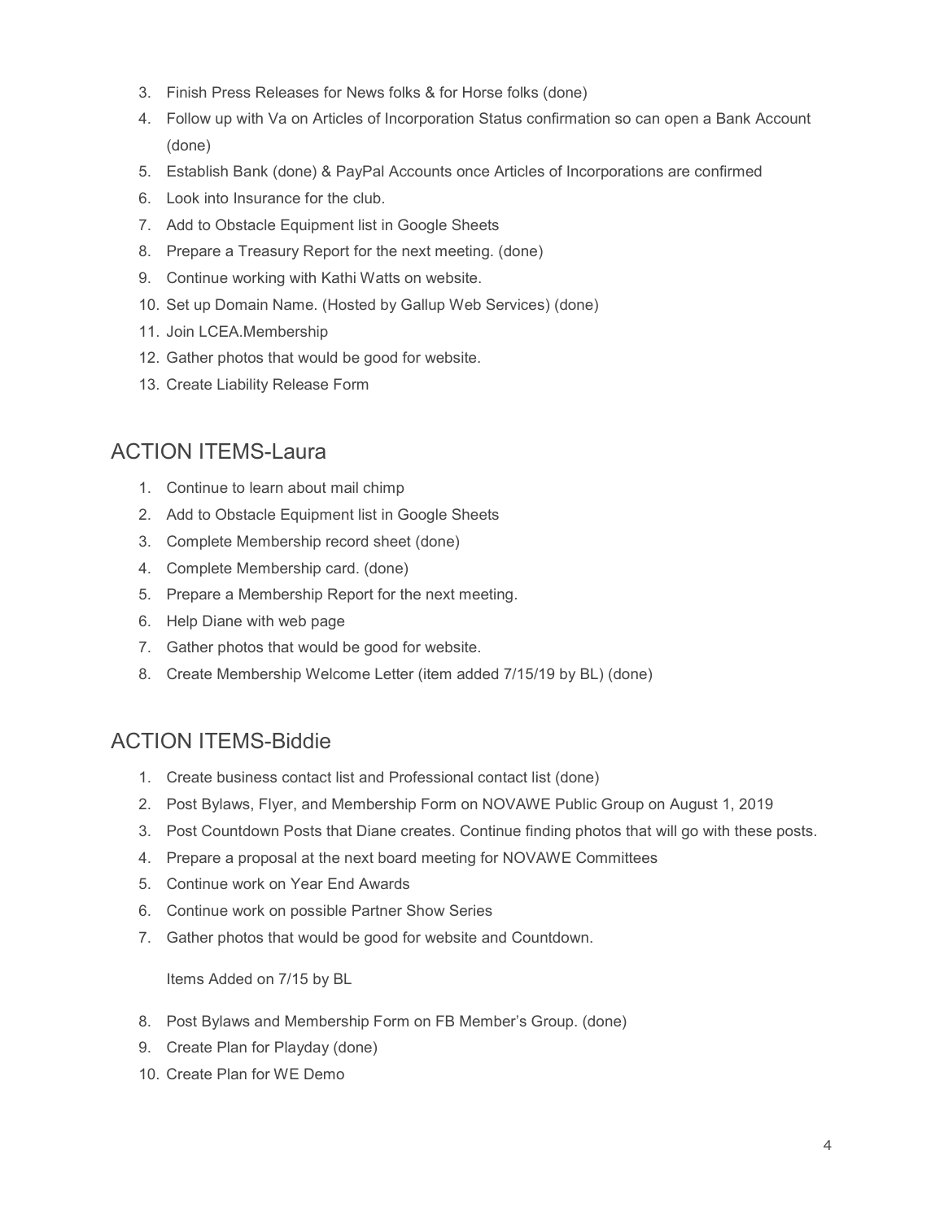3. Finish Press Releases for News folks & for Horse folks (done)
4. Follow up with Va on Articles of Incorporation Status confirmation so can open a Bank Account (done)
5. Establish Bank (done) & PayPal Accounts once Articles of Incorporations are confirmed
6. Look into Insurance for the club.
7. Add to Obstacle Equipment list in Google Sheets
8. Prepare a Treasury Report for the next meeting. (done)
9. Continue working with Kathi Watts on website.
10. Set up Domain Name. (Hosted by Gallup Web Services) (done)
11. Join LCEA.Membership
12. Gather photos that would be good for website.
13. Create Liability Release Form

## ACTION ITEMS-Laura

1. Continue to learn about mail chimp
2. Add to Obstacle Equipment list in Google Sheets
3. Complete Membership record sheet (done)
4. Complete Membership card. (done)
5. Prepare a Membership Report for the next meeting.
6. Help Diane with web page
7. Gather photos that would be good for website.
8. Create Membership Welcome Letter (item added 7/15/19 by BL) (done)

## ACTION ITEMS-Biddie

1. Create business contact list and Professional contact list (done)
2. Post Bylaws, Flyer, and Membership Form on NOVAWE Public Group on August 1, 2019
3. Post Countdown Posts that Diane creates. Continue finding photos that will go with these posts.
4. Prepare a proposal at the next board meeting for NOVAWE Committees
5. Continue work on Year End Awards
6. Continue work on possible Partner Show Series
7. Gather photos that would be good for website and Countdown.

   Items Added on 7/15 by BL

8. Post Bylaws and Membership Form on FB Member's Group. (done)
9. Create Plan for Playday (done)
10. Create Plan for WE Demo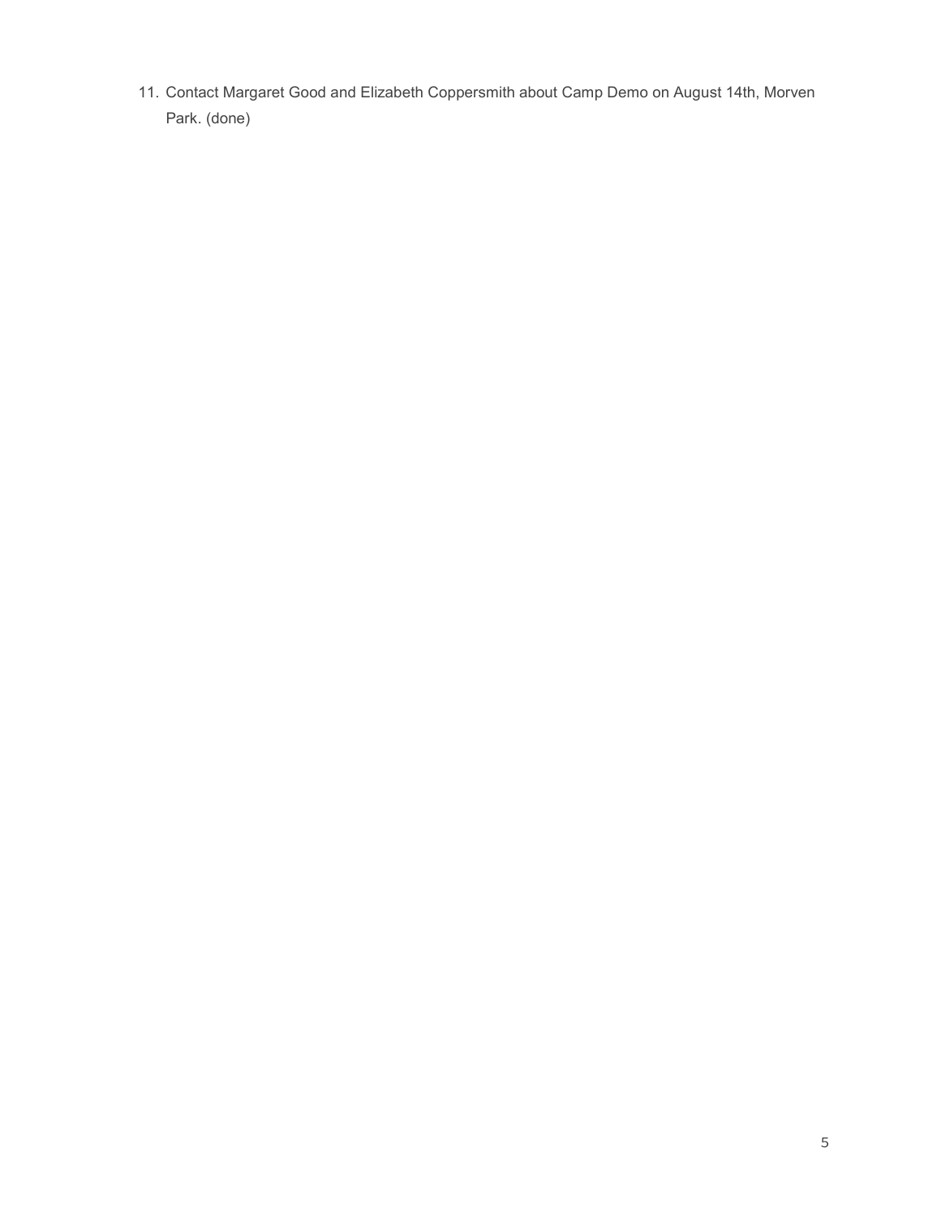11. Contact Margaret Good and Elizabeth Coppersmith about Camp Demo on August 14th, Morven Park. (done)